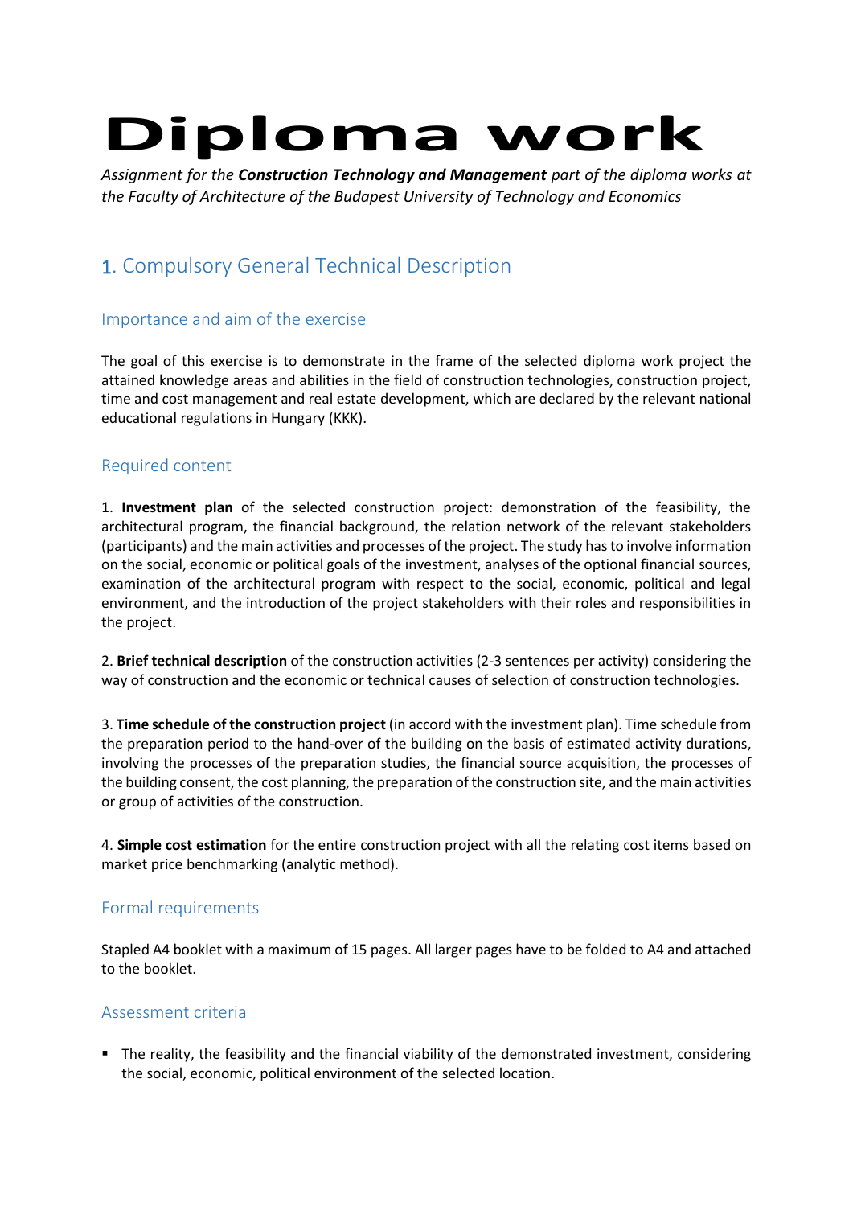# Diploma work

*Assignment for the **Construction Technology and Management** part of the diploma works at the Faculty of Architecture of the Budapest University of Technology and Economics*

## 1. Compulsory General Technical Description

### Importance and aim of the exercise

The goal of this exercise is to demonstrate in the frame of the selected diploma work project the attained knowledge areas and abilities in the field of construction technologies, construction project, time and cost management and real estate development, which are declared by the relevant national educational regulations in Hungary (KKK).

### Required content

1. **Investment plan** of the selected construction project: demonstration of the feasibility, the architectural program, the financial background, the relation network of the relevant stakeholders (participants) and the main activities and processes of the project. The study has to involve information on the social, economic or political goals of the investment, analyses of the optional financial sources, examination of the architectural program with respect to the social, economic, political and legal environment, and the introduction of the project stakeholders with their roles and responsibilities in the project.

2. **Brief technical description** of the construction activities (2-3 sentences per activity) considering the way of construction and the economic or technical causes of selection of construction technologies.

3. **Time schedule of the construction project** (in accord with the investment plan). Time schedule from the preparation period to the hand-over of the building on the basis of estimated activity durations, involving the processes of the preparation studies, the financial source acquisition, the processes of the building consent, the cost planning, the preparation of the construction site, and the main activities or group of activities of the construction.

4. **Simple cost estimation** for the entire construction project with all the relating cost items based on market price benchmarking (analytic method).

### Formal requirements

Stapled A4 booklet with a maximum of 15 pages. All larger pages have to be folded to A4 and attached to the booklet.

### Assessment criteria

- The reality, the feasibility and the financial viability of the demonstrated investment, considering the social, economic, political environment of the selected location.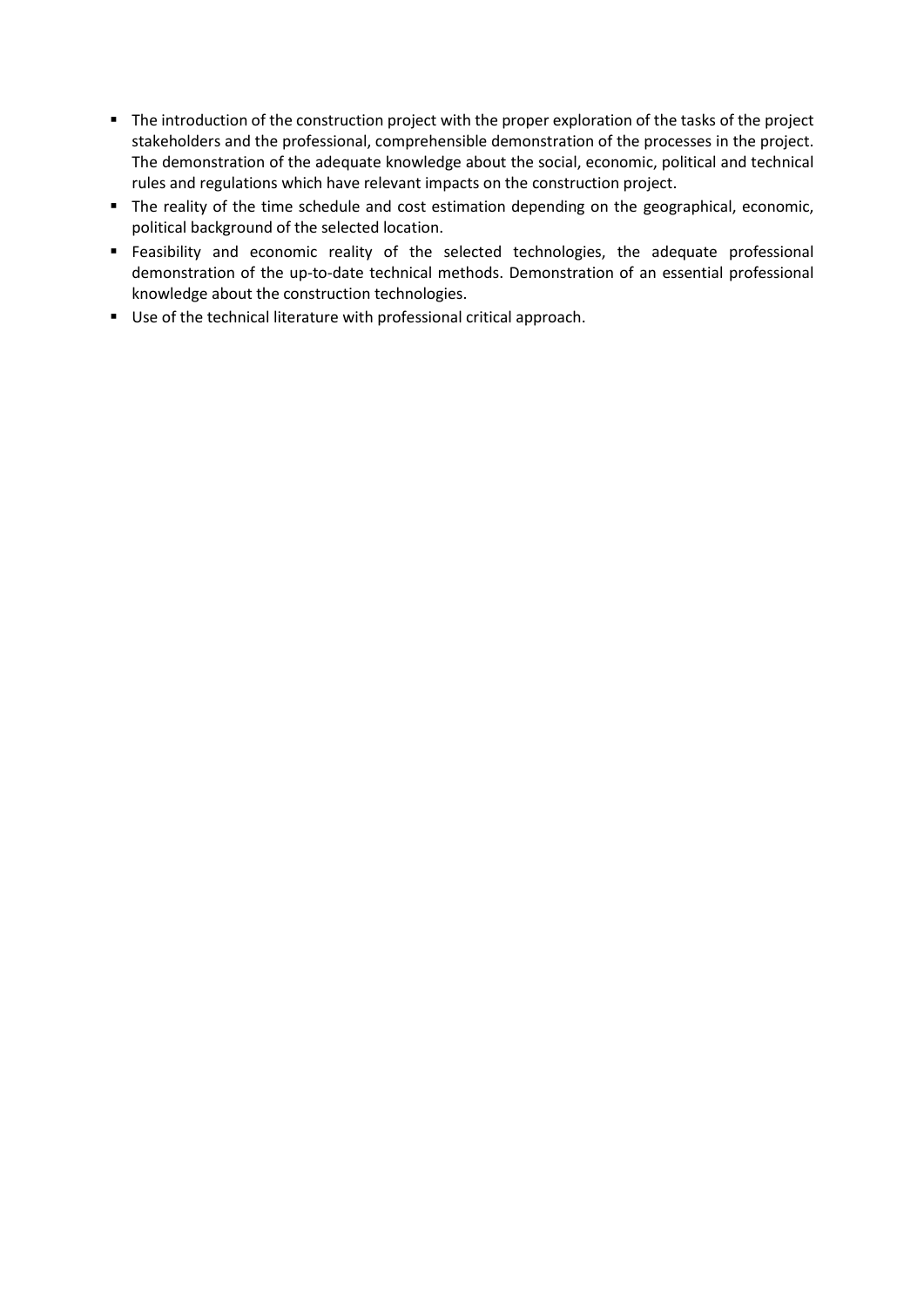- The introduction of the construction project with the proper exploration of the tasks of the project stakeholders and the professional, comprehensible demonstration of the processes in the project. The demonstration of the adequate knowledge about the social, economic, political and technical rules and regulations which have relevant impacts on the construction project.
- The reality of the time schedule and cost estimation depending on the geographical, economic, political background of the selected location.
- Feasibility and economic reality of the selected technologies, the adequate professional demonstration of the up-to-date technical methods. Demonstration of an essential professional knowledge about the construction technologies.
- Use of the technical literature with professional critical approach.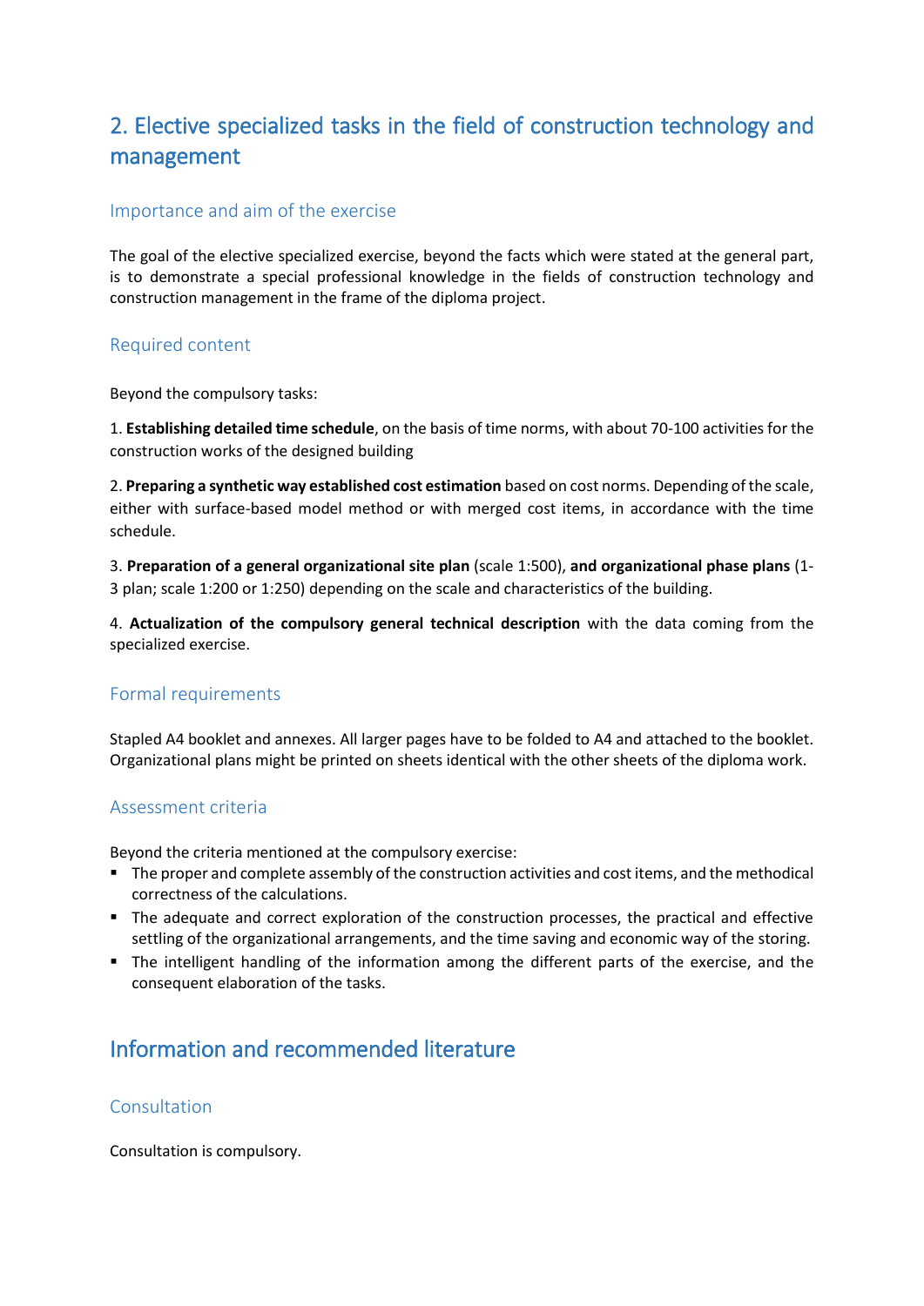## 2. Elective specialized tasks in the field of construction technology and management

### Importance and aim of the exercise

The goal of the elective specialized exercise, beyond the facts which were stated at the general part, is to demonstrate a special professional knowledge in the fields of construction technology and construction management in the frame of the diploma project.

### Required content

Beyond the compulsory tasks:

1. **Establishing detailed time schedule**, on the basis of time norms, with about 70-100 activities for the construction works of the designed building

2. **Preparing a synthetic way established cost estimation** based on cost norms. Depending of the scale, either with surface-based model method or with merged cost items, in accordance with the time schedule.

3. **Preparation of a general organizational site plan** (scale 1:500), **and organizational phase plans** (1-3 plan; scale 1:200 or 1:250) depending on the scale and characteristics of the building.

4. **Actualization of the compulsory general technical description** with the data coming from the specialized exercise.

### Formal requirements

Stapled A4 booklet and annexes. All larger pages have to be folded to A4 and attached to the booklet. Organizational plans might be printed on sheets identical with the other sheets of the diploma work.

### Assessment criteria

Beyond the criteria mentioned at the compulsory exercise:

- The proper and complete assembly of the construction activities and cost items, and the methodical correctness of the calculations.
- The adequate and correct exploration of the construction processes, the practical and effective settling of the organizational arrangements, and the time saving and economic way of the storing.
- The intelligent handling of the information among the different parts of the exercise, and the consequent elaboration of the tasks.

## Information and recommended literature

### Consultation

Consultation is compulsory.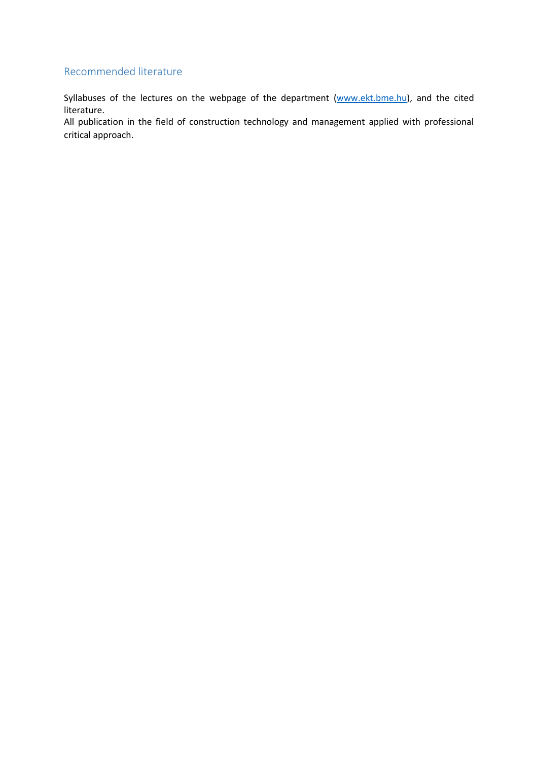## Recommended literature

Syllabuses of the lectures on the webpage of the department (www.ekt.bme.hu), and the cited literature.
All publication in the field of construction technology and management applied with professional critical approach.